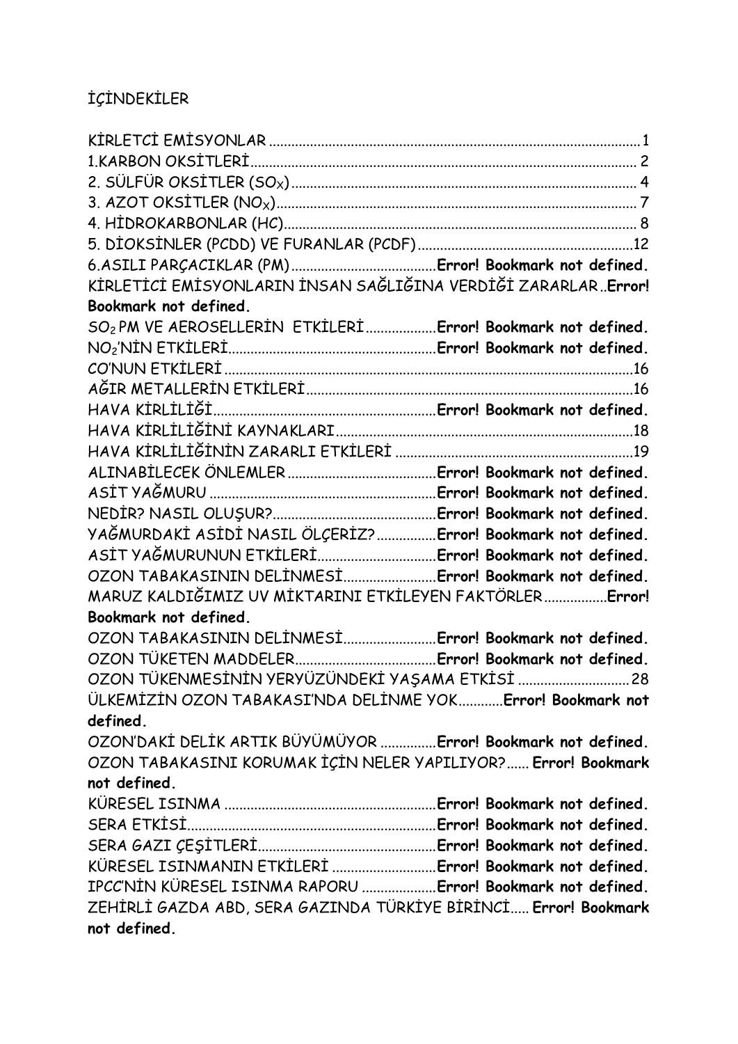İÇİNDEKİLER

KİRLETCİ EMİSYONLAR ........................................................................................ 1
1.KARBON OKSİTLERİ ........................................................................................ 2
2. SÜLFÜR OKSİTLER ($SO_X$) ........................................................................... 4
3. AZOT OKSİTLER ($NO_X$) ............................................................................... 7
4. HİDROKARBONLAR (HC) .................................................................................. 8
5. DİOKSİNLER (PCDD) VE FURANLAR (PCDF) ................................................ 12
6.ASILI PARÇACIKLAR (PM) ........................................ **Error! Bookmark not defined.**
KİRLETİCİ EMİSYONLARIN İNSAN SAĞLIĞINA VERDİĞİ ZARARLAR ..**Error! Bookmark not defined.**
$SO_2$ PM VE AEROSELLERİN ETKİLERİ ..................**Error! Bookmark not defined.**
$NO_2$'NİN ETKİLERİ ........................................................**Error! Bookmark not defined.**
CO'NUN ETKİLERİ ........................................................................................... 16
AĞIR METALLERİN ETKİLERİ ........................................................................... 16
HAVA KİRLİLİĞİ ............................................................**Error! Bookmark not defined.**
HAVA KİRLİLİĞİNİ KAYNAKLARI ........................................................................ 18
HAVA KİRLİLİĞİNİN ZARARLI ETKİLERİ ............................................................ 19
ALINABİLECEK ÖNLEMLER ........................................**Error! Bookmark not defined.**
ASİT YAĞMURU .............................................................**Error! Bookmark not defined.**
NEDİR? NASIL OLUŞUR? ............................................**Error! Bookmark not defined.**
YAĞMURDAKİ ASİDİ NASIL ÖLÇERİZ? ................**Error! Bookmark not defined.**
ASİT YAĞMURUNUN ETKİLERİ ................................**Error! Bookmark not defined.**
OZON TABAKASININ DELİNMESİ .........................**Error! Bookmark not defined.**
MARUZ KALDIĞIMIZ UV MİKTARINI ETKİLEYEN FAKTÖRLER .................**Error! Bookmark not defined.**
OZON TABAKASININ DELİNMESİ .........................**Error! Bookmark not defined.**
OZON TÜKETEN MADDELER ......................................**Error! Bookmark not defined.**
OZON TÜKENMESİNİN YERYÜZÜNDEKİ YAŞAMA ETKİSİ ............................ 28
ÜLKEMİZİN OZON TABAKASI'NDA DELİNME YOK............**Error! Bookmark not defined.**
OZON'DAKİ DELİK ARTIK BÜYÜMÜYOR ...............**Error! Bookmark not defined.**
OZON TABAKASINI KORUMAK İÇİN NELER YAPILIYOR?...... **Error! Bookmark not defined.**
KÜRESEL ISINMA ..........................................................**Error! Bookmark not defined.**
SERA ETKİSİ ...................................................................**Error! Bookmark not defined.**
SERA GAZI ÇEŞİTLERİ ..................................................**Error! Bookmark not defined.**
KÜRESEL ISINMANIN ETKİLERİ ............................**Error! Bookmark not defined.**
IPCC'NİN KÜRESEL ISINMA RAPORU ....................**Error! Bookmark not defined.**
ZEHİRLİ GAZDA ABD, SERA GAZINDA TÜRKİYE BİRİNCİ..... **Error! Bookmark not defined.**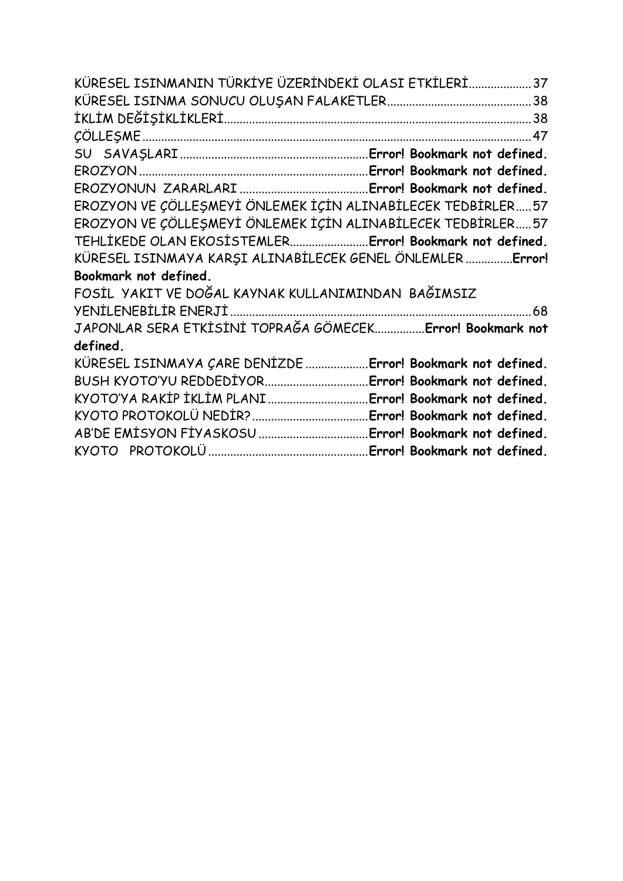KÜRESEL ISINMANIN TÜRKİYE ÜZERİNDEKİ OLASI ETKİLERİ.................... 37
KÜRESEL ISINMA SONUCU OLUŞAN FALAKETLER............................................. 38
İKLİM DEĞİŞİKLİKLERİ................................................................................ 38
ÇÖLLEŞME ........................................................................................................... 47
SU SAVAŞLARI ........................................................... **Error! Bookmark not defined.**
EROZYON ....................................................................... **Error! Bookmark not defined.**
EROZYONUN ZARARLARI .......................................... **Error! Bookmark not defined.**
EROZYON VE ÇÖLLEŞMEYİ ÖNLEMEK İÇİN ALINABİLECEK TEDBİRLER..... 57
EROZYON VE ÇÖLLEŞMEYİ ÖNLEMEK İÇİN ALINABİLECEK TEDBİRLER..... 57
TEHLİKEDE OLAN EKOSİSTEMLER......................... **Error! Bookmark not defined.**
KÜRESEL ISINMAYA KARŞI ALINABİLECEK GENEL ÖNLEMLER ............... **Error! Bookmark not defined.**
FOSİL YAKIT VE DOĞAL KAYNAK KULLANIMINDAN BAĞIMSIZ YENİLENEBİLİR ENERJİ ................................................................................................ 68
JAPONLAR SERA ETKİSİNİ TOPRAĞA GÖMECEK................ **Error! Bookmark not defined.**
KÜRESEL ISINMAYA ÇARE DENİZDE .................... **Error! Bookmark not defined.**
BUSH KYOTO'YU REDDEDİYOR................................. **Error! Bookmark not defined.**
KYOTO'YA RAKİP İKLİM PLANI ................................ **Error! Bookmark not defined.**
KYOTO PROTOKOLÜ NEDİR? ..................................... **Error! Bookmark not defined.**
AB'DE EMİSYON FİYASKOSU ................................... **Error! Bookmark not defined.**
KYOTO PROTOKOLÜ .................................................. **Error! Bookmark not defined.**